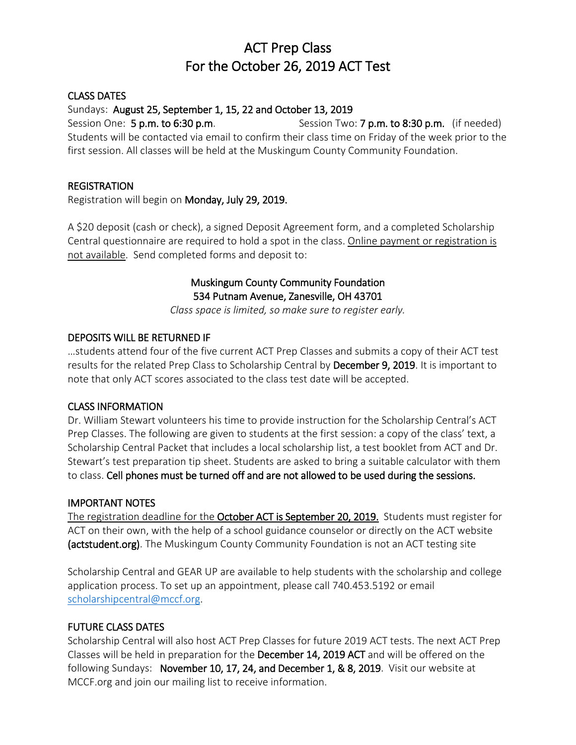# ACT Prep Class
# For the October 26, 2019 ACT Test

## CLASS DATES

Sundays: **August 25, September 1, 15, 22 and October 13, 2019**

Session One: **5 p.m. to 6:30 p.m**. Session Two: **7 p.m. to 8:30 p.m.** (if needed)

Students will be contacted via email to confirm their class time on Friday of the week prior to the first session. All classes will be held at the Muskingum County Community Foundation.

## REGISTRATION

Registration will begin on **Monday, July 29, 2019.**

A $20 deposit (cash or check), a signed Deposit Agreement form, and a completed Scholarship Central questionnaire are required to hold a spot in the class. Online payment or registration is not available. Send completed forms and deposit to:

**Muskingum County Community Foundation**
**534 Putnam Avenue, Zanesville, OH 43701**

*Class space is limited, so make sure to register early.*

## DEPOSITS WILL BE RETURNED IF

…students attend four of the five current ACT Prep Classes and submits a copy of their ACT test results for the related Prep Class to Scholarship Central by **December 9, 2019**. It is important to note that only ACT scores associated to the class test date will be accepted.

## CLASS INFORMATION

Dr. William Stewart volunteers his time to provide instruction for the Scholarship Central's ACT Prep Classes. The following are given to students at the first session: a copy of the class' text, a Scholarship Central Packet that includes a local scholarship list, a test booklet from ACT and Dr. Stewart's test preparation tip sheet. Students are asked to bring a suitable calculator with them to class. **Cell phones must be turned off and are not allowed to be used during the sessions.**

## IMPORTANT NOTES

The registration deadline for the **October ACT is September 20, 2019.** Students must register for ACT on their own, with the help of a school guidance counselor or directly on the ACT website **(actstudent.org)**. The Muskingum County Community Foundation is not an ACT testing site

Scholarship Central and GEAR UP are available to help students with the scholarship and college application process. To set up an appointment, please call 740.453.5192 or email scholarshipcentral@mccf.org.

## FUTURE CLASS DATES

Scholarship Central will also host ACT Prep Classes for future 2019 ACT tests. The next ACT Prep Classes will be held in preparation for the **December 14, 2019 ACT** and will be offered on the following Sundays: **November 10, 17, 24, and December 1, & 8, 2019**. Visit our website at MCCF.org and join our mailing list to receive information.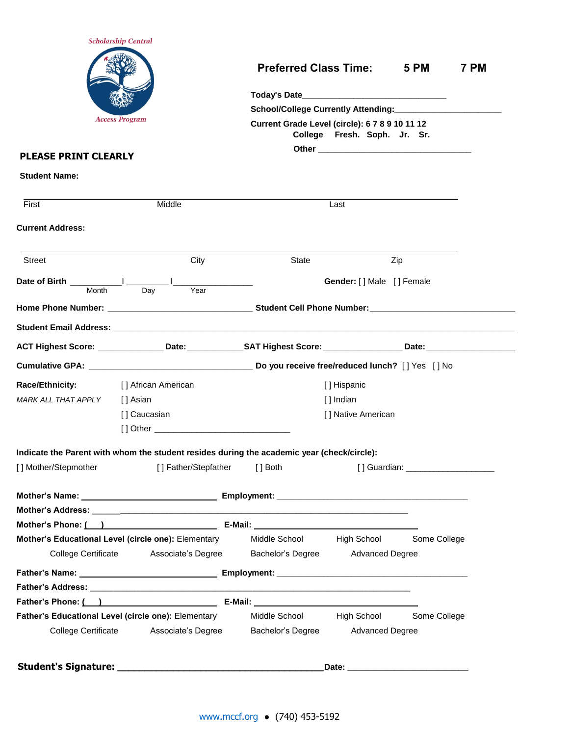Scholarship Central

Access Program

**Preferred Class Time: 5 PM 7 PM**

**Today's Date**______________________________

**School/College Currently Attending:**______________________

**Current Grade Level (circle): 6 7 8 9 10 11 12**
**College Fresh. Soph. Jr. Sr.**
**Other** ________________________________

**PLEASE PRINT CLEARLY**

**Student Name:**

_______________________________________________________________
First Middle Last

**Current Address:**

_______________________________________________________________
Street City State Zip

**Date of Birth** ___________/ _________ /_________________ **Gender:** [ ] Male [ ] Female
Month Day Year

**Home Phone Number:** ______________________________ **Student Cell Phone Number:**______________________________

**Student Email Address:** ____________________________________________________________________________

**ACT Highest Score:** ______________ **Date:**____________ **SAT Highest Score:**________________ **Date:**__________________

**Cumulative GPA:** ___________________________________ **Do you receive free/reduced lunch?** [ ] Yes [ ] No

**Race/Ethnicity:** [ ] African American [ ] Hispanic
*MARK ALL THAT APPLY* [ ] Asian [ ] Indian
[ ] Caucasian [ ] Native American
[ ] Other ____________________________

**Indicate the Parent with whom the student resides during the academic year (check/circle):**

[ ] Mother/Stepmother [ ] Father/Stepfather [ ] Both [ ] Guardian: __________________

**Mother's Name:** ____________________________ **Employment:** ________________________________________

**Mother's Address:** ____________________________________________________________________

**Mother's Phone:** ( ) ____________________________ **E-Mail:** ________________________________

**Mother's Educational Level (circle one):** Elementary Middle School High School Some College
College Certificate Associate's Degree Bachelor's Degree Advanced Degree

**Father's Name:** ____________________________ **Employment:** ________________________________________

**Father's Address:** ____________________________________________________________________

**Father's Phone:** ( ) ____________________________ **E-Mail:** ________________________________

**Father's Educational Level (circle one):** Elementary Middle School High School Some College
College Certificate Associate's Degree Bachelor's Degree Advanced Degree

**Student's Signature:** ________________________________________ **Date:** ________________________

www.mccf.org • (740) 453-5192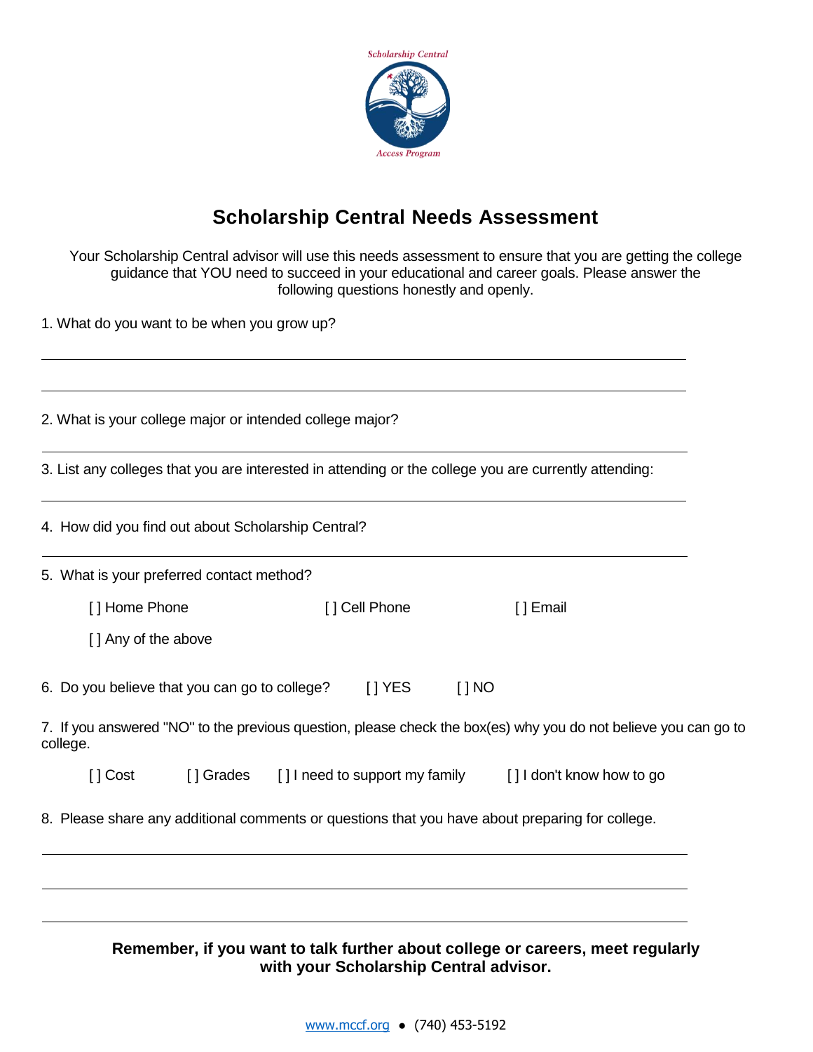Scholarship Central

Access Program

# Scholarship Central Needs Assessment

Your Scholarship Central advisor will use this needs assessment to ensure that you are getting the college guidance that YOU need to succeed in your educational and career goals. Please answer the following questions honestly and openly.

1. What do you want to be when you grow up?

______________________________________________________________________

______________________________________________________________________

2. What is your college major or intended college major?

______________________________________________________________________

3. List any colleges that you are interested in attending or the college you are currently attending:

______________________________________________________________________

4. How did you find out about Scholarship Central?

______________________________________________________________________

5. What is your preferred contact method?

   [ ] Home Phone   [ ] Cell Phone   [ ] Email

   [ ] Any of the above

6. Do you believe that you can go to college?   [ ] YES   [ ] NO

7. If you answered "NO" to the previous question, please check the box(es) why you do not believe you can go to college.

   [ ] Cost   [ ] Grades   [ ] I need to support my family   [ ] I don't know how to go

8. Please share any additional comments or questions that you have about preparing for college.

______________________________________________________________________

______________________________________________________________________

______________________________________________________________________

**Remember, if you want to talk further about college or careers, meet regularly with your Scholarship Central advisor.**

www.mccf.org • (740) 453-5192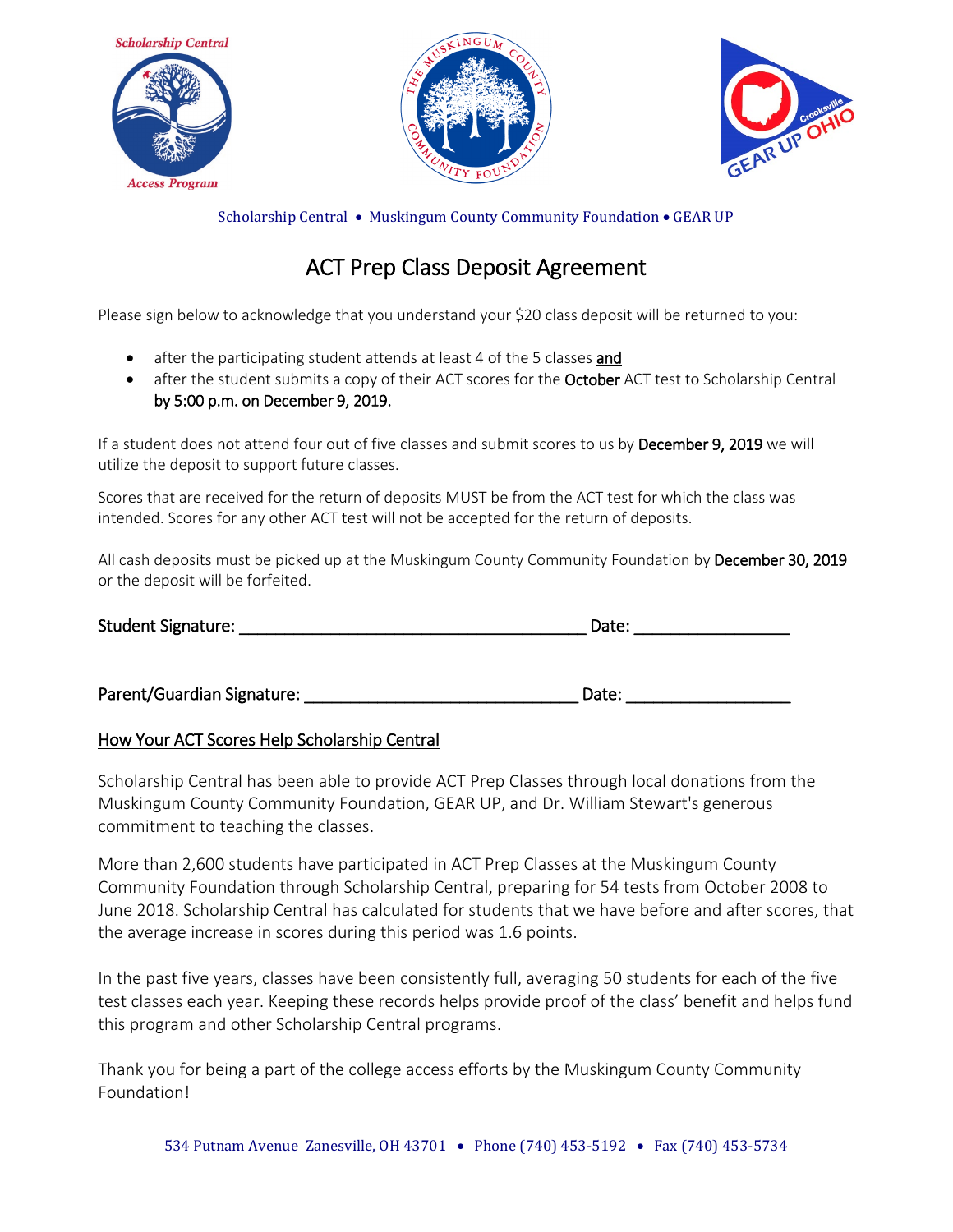Scholarship Central • Muskingum County Community Foundation • GEAR UP

# ACT Prep Class Deposit Agreement

Please sign below to acknowledge that you understand your $20 class deposit will be returned to you:

- after the participating student attends at least 4 of the 5 classes <u>and</u>
- after the student submits a copy of their ACT scores for the **October** ACT test to Scholarship Central **by 5:00 p.m. on December 9, 2019.**

If a student does not attend four out of five classes and submit scores to us by **December 9, 2019** we will utilize the deposit to support future classes.

Scores that are received for the return of deposits MUST be from the ACT test for which the class was intended. Scores for any other ACT test will not be accepted for the return of deposits.

All cash deposits must be picked up at the Muskingum County Community Foundation by **December 30, 2019** or the deposit will be forfeited.

Student Signature: ______________________________________ Date: ________________

Parent/Guardian Signature: ______________________________ Date: _________________

<u>How Your ACT Scores Help Scholarship Central</u>

Scholarship Central has been able to provide ACT Prep Classes through local donations from the Muskingum County Community Foundation, GEAR UP, and Dr. William Stewart's generous commitment to teaching the classes.

More than 2,600 students have participated in ACT Prep Classes at the Muskingum County Community Foundation through Scholarship Central, preparing for 54 tests from October 2008 to June 2018. Scholarship Central has calculated for students that we have before and after scores, that the average increase in scores during this period was 1.6 points.

In the past five years, classes have been consistently full, averaging 50 students for each of the five test classes each year. Keeping these records helps provide proof of the class' benefit and helps fund this program and other Scholarship Central programs.

Thank you for being a part of the college access efforts by the Muskingum County Community Foundation!

534 Putnam Avenue Zanesville, OH 43701 • Phone (740) 453-5192 • Fax (740) 453-5734